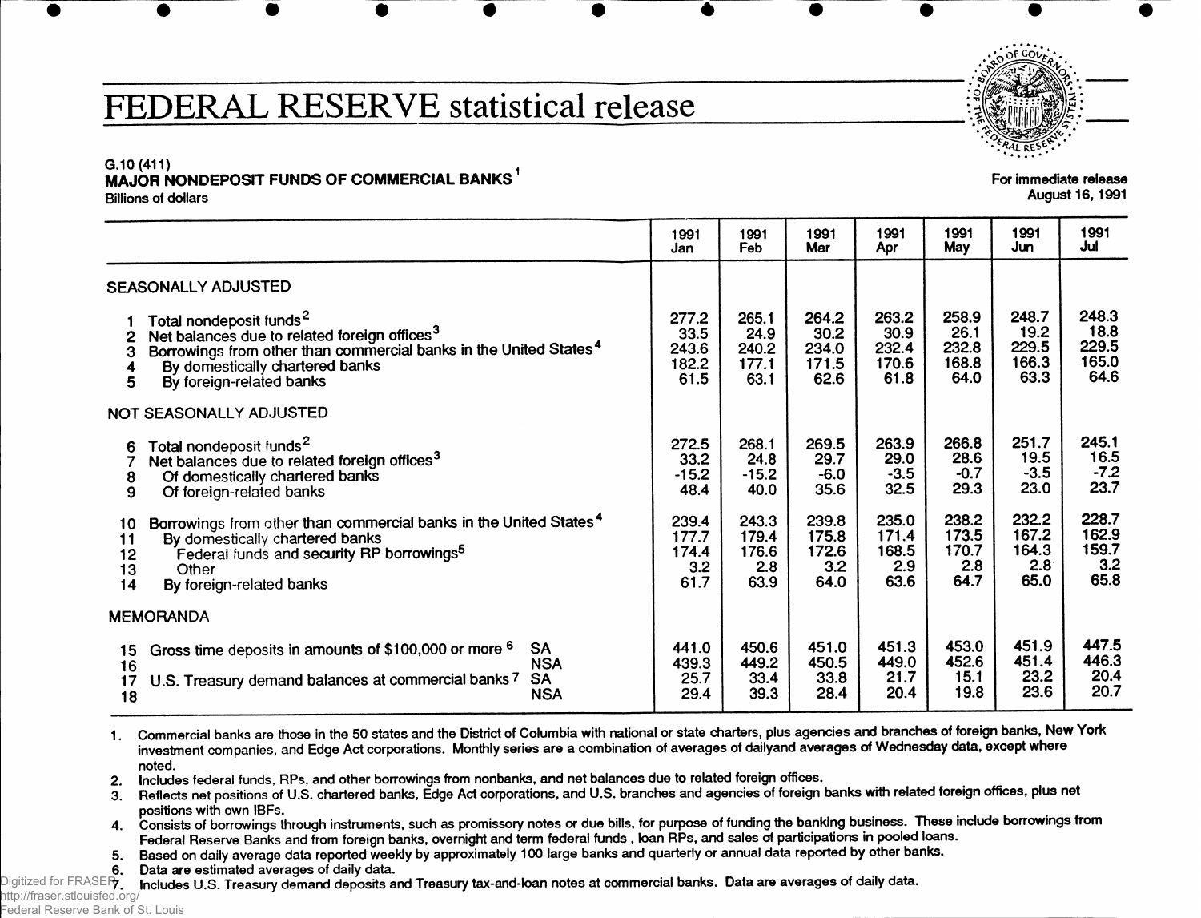# FEDERAL RESERVE statistical release

G.10 (411)
**MAJOR NONDEPOSIT FUNDS OF COMMERCIAL BANKS**[1]
Billions of dollars

For immediate release
August 16, 1991

| | 1991 Jan | 1991 Feb | 1991 Mar | 1991 Apr | 1991 May | 1991 Jun | 1991 Jul |
|---|---|---|---|---|---|---|---|
| **SEASONALLY ADJUSTED** | | | | | | | |
| 1 Total nondeposit funds[2] | 277.2 | 265.1 | 264.2 | 263.2 | 258.9 | 248.7 | 248.3 |
| 2 Net balances due to related foreign offices[3] | 33.5 | 24.9 | 30.2 | 30.9 | 26.1 | 19.2 | 18.8 |
| 3 Borrowings from other than commercial banks in the United States[4] | 243.6 | 240.2 | 234.0 | 232.4 | 232.8 | 229.5 | 229.5 |
| 4 By domestically chartered banks | 182.2 | 177.1 | 171.5 | 170.6 | 168.8 | 166.3 | 165.0 |
| 5 By foreign-related banks | 61.5 | 63.1 | 62.6 | 61.8 | 64.0 | 63.3 | 64.6 |
| **NOT SEASONALLY ADJUSTED** | | | | | | | |
| 6 Total nondeposit funds[2] | 272.5 | 268.1 | 269.5 | 263.9 | 266.8 | 251.7 | 245.1 |
| 7 Net balances due to related foreign offices[3] | 33.2 | 24.8 | 29.7 | 29.0 | 28.6 | 19.5 | 16.5 |
| 8 Of domestically chartered banks | -15.2 | -15.2 | -6.0 | -3.5 | -0.7 | -3.5 | -7.2 |
| 9 Of foreign-related banks | 48.4 | 40.0 | 35.6 | 32.5 | 29.3 | 23.0 | 23.7 |
| 10 Borrowings from other than commercial banks in the United States[4] | 239.4 | 243.3 | 239.8 | 235.0 | 238.2 | 232.2 | 228.7 |
| 11 By domestically chartered banks | 177.7 | 179.4 | 175.8 | 171.4 | 173.5 | 167.2 | 162.9 |
| 12 Federal funds and security RP borrowings[5] | 174.4 | 176.6 | 172.6 | 168.5 | 170.7 | 164.3 | 159.7 |
| 13 Other | 3.2 | 2.8 | 3.2 | 2.9 | 2.8 | 2.8 | 3.2 |
| 14 By foreign-related banks | 61.7 | 63.9 | 64.0 | 63.6 | 64.7 | 65.0 | 65.8 |
| **MEMORANDA** | | | | | | | |
| 15 Gross time deposits in amounts of $100,000 or more[6] SA | 441.0 | 450.6 | 451.0 | 451.3 | 453.0 | 451.9 | 447.5 |
| 16 NSA | 439.3 | 449.2 | 450.5 | 449.0 | 452.6 | 451.4 | 446.3 |
| 17 U.S. Treasury demand balances at commercial banks[7] SA | 25.7 | 33.4 | 33.8 | 21.7 | 15.1 | 23.2 | 20.4 |
| 18 NSA | 29.4 | 39.3 | 28.4 | 20.4 | 19.8 | 23.6 | 20.7 |

1. Commercial banks are those in the 50 states and the District of Columbia with national or state charters, plus agencies and branches of foreign banks, New York investment companies, and Edge Act corporations. Monthly series are a combination of averages of dailyand averages of Wednesday data, except where noted.
2. Includes federal funds, RPs, and other borrowings from nonbanks, and net balances due to related foreign offices.
3. Reflects net positions of U.S. chartered banks, Edge Act corporations, and U.S. branches and agencies of foreign banks with related foreign offices, plus net positions with own IBFs.
4. Consists of borrowings through instruments, such as promissory notes or due bills, for purpose of funding the banking business. These include borrowings from Federal Reserve Banks and from foreign banks, overnight and term federal funds, loan RPs, and sales of participations in pooled loans.
5. Based on daily average data reported weekly by approximately 100 large banks and quarterly or annual data reported by other banks.
6. Data are estimated averages of daily data.
7. Includes U.S. Treasury demand deposits and Treasury tax-and-loan notes at commercial banks. Data are averages of daily data.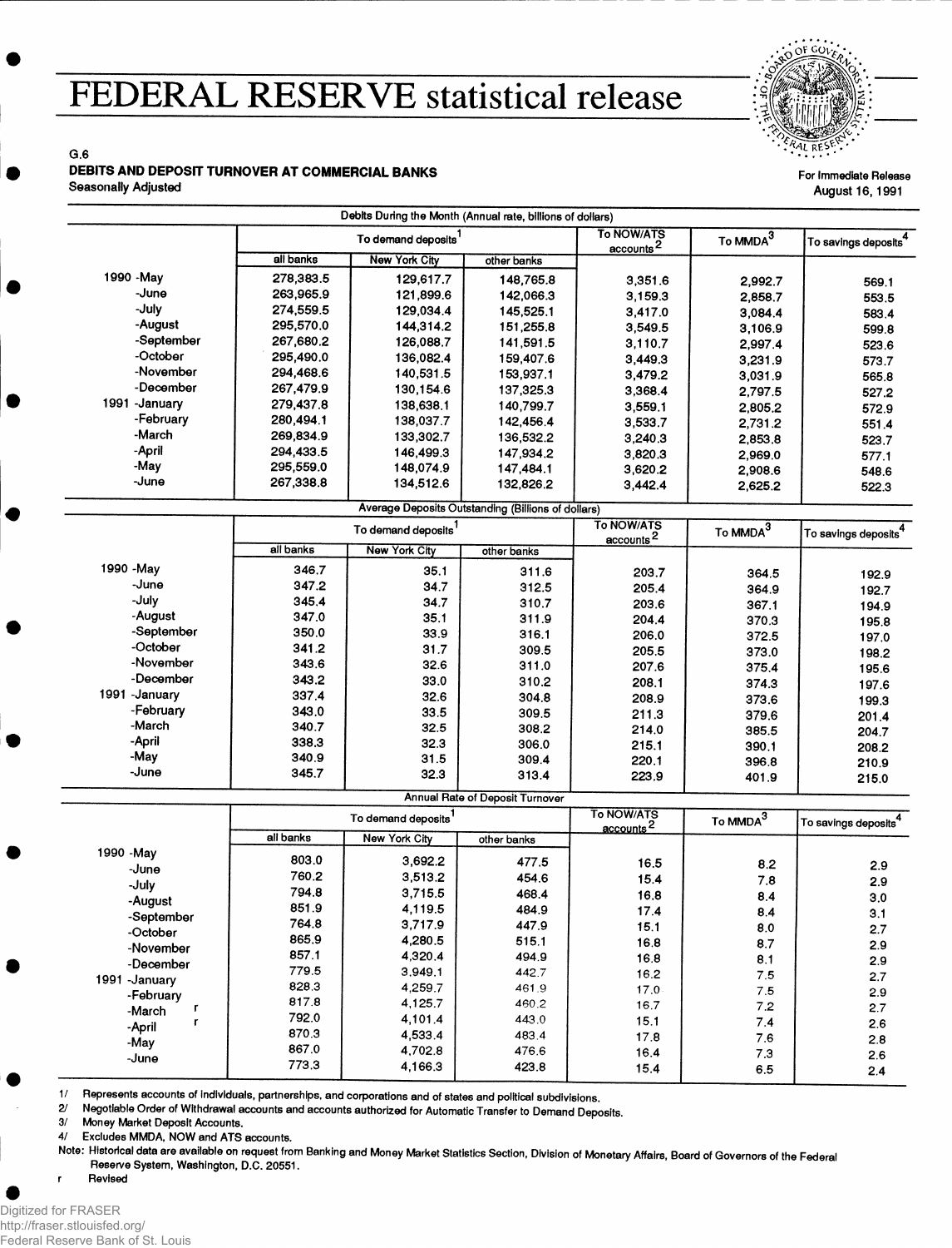# FEDERAL RESERVE statistical release

G.6

**DEBITS AND DEPOSIT TURNOVER AT COMMERCIAL BANKS**

Seasonally Adjusted

For Immediate Release
August 16, 1991

**Debits During the Month (Annual rate, billions of dollars)**

| | To demand deposits[1] | | | To NOW/ATS accounts[2] | To MMDA[3] | To savings deposits[4] |
|---|---|---|---|---|---|---|
| | all banks | New York City | other banks | | | |
| 1990 -May | 278,383.5 | 129,617.7 | 148,765.8 | 3,351.6 | 2,992.7 | 569.1 |
| -June | 263,965.9 | 121,899.6 | 142,066.3 | 3,159.3 | 2,858.7 | 553.5 |
| -July | 274,559.5 | 129,034.4 | 145,525.1 | 3,417.0 | 3,084.4 | 583.4 |
| -August | 295,570.0 | 144,314.2 | 151,255.8 | 3,549.5 | 3,106.9 | 599.8 |
| -September | 267,680.2 | 126,088.7 | 141,591.5 | 3,110.7 | 2,997.4 | 523.6 |
| -October | 295,490.0 | 136,082.4 | 159,407.6 | 3,449.3 | 3,231.9 | 573.7 |
| -November | 294,468.6 | 140,531.5 | 153,937.1 | 3,479.2 | 3,031.9 | 565.8 |
| -December | 267,479.9 | 130,154.6 | 137,325.3 | 3,368.4 | 2,797.5 | 527.2 |
| 1991 -January | 279,437.8 | 138,638.1 | 140,799.7 | 3,559.1 | 2,805.2 | 572.9 |
| -February | 280,494.1 | 138,037.7 | 142,456.4 | 3,533.7 | 2,731.2 | 551.4 |
| -March | 269,834.9 | 133,302.7 | 136,532.2 | 3,240.3 | 2,853.8 | 523.7 |
| -April | 294,433.5 | 146,499.3 | 147,934.2 | 3,820.3 | 2,969.0 | 577.1 |
| -May | 295,559.0 | 148,074.9 | 147,484.1 | 3,620.2 | 2,908.6 | 548.6 |
| -June | 267,338.8 | 134,512.6 | 132,826.2 | 3,442.4 | 2,625.2 | 522.3 |

**Average Deposits Outstanding (Billions of dollars)**

| | To demand deposits[1] | | | To NOW/ATS accounts[2] | To MMDA[3] | To savings deposits[4] |
|---|---|---|---|---|---|---|
| | all banks | New York City | other banks | | | |
| 1990 -May | 346.7 | 35.1 | 311.6 | 203.7 | 364.5 | 192.9 |
| -June | 347.2 | 34.7 | 312.5 | 205.4 | 364.9 | 192.7 |
| -July | 345.4 | 34.7 | 310.7 | 203.6 | 367.1 | 194.9 |
| -August | 347.0 | 35.1 | 311.9 | 204.4 | 370.3 | 195.8 |
| -September | 350.0 | 33.9 | 316.1 | 206.0 | 372.5 | 197.0 |
| -October | 341.2 | 31.7 | 309.5 | 205.5 | 373.0 | 198.2 |
| -November | 343.6 | 32.6 | 311.0 | 207.6 | 375.4 | 195.6 |
| -December | 343.2 | 33.0 | 310.2 | 208.1 | 374.3 | 197.6 |
| 1991 -January | 337.4 | 32.6 | 304.8 | 208.9 | 373.6 | 199.3 |
| -February | 343.0 | 33.5 | 309.5 | 211.3 | 379.6 | 201.4 |
| -March | 340.7 | 32.5 | 308.2 | 214.0 | 385.5 | 204.7 |
| -April | 338.3 | 32.3 | 306.0 | 215.1 | 390.1 | 208.2 |
| -May | 340.9 | 31.5 | 309.4 | 220.1 | 396.8 | 210.9 |
| -June | 345.7 | 32.3 | 313.4 | 223.9 | 401.9 | 215.0 |

**Annual Rate of Deposit Turnover**

| | To demand deposits[1] | | | To NOW/ATS accounts[2] | To MMDA[3] | To savings deposits[4] |
|---|---|---|---|---|---|---|
| | all banks | New York City | other banks | | | |
| 1990 -May | 803.0 | 3,692.2 | 477.5 | 16.5 | 8.2 | 2.9 |
| -June | 760.2 | 3,513.2 | 454.6 | 15.4 | 7.8 | 2.9 |
| -July | 794.8 | 3,715.5 | 468.4 | 16.8 | 8.4 | 3.0 |
| -August | 851.9 | 4,119.5 | 484.9 | 17.4 | 8.4 | 3.1 |
| -September | 764.8 | 3,717.9 | 447.9 | 15.1 | 8.0 | 2.7 |
| -October | 865.9 | 4,280.5 | 515.1 | 16.8 | 8.7 | 2.9 |
| -November | 857.1 | 4,320.4 | 494.9 | 16.8 | 8.1 | 2.9 |
| -December | 779.5 | 3,949.1 | 442.7 | 16.2 | 7.5 | 2.7 |
| 1991 -January | 828.3 | 4,259.7 | 461.9 | 17.0 | 7.5 | 2.9 |
| -February | 817.8 | 4,125.7 | 460.2 | 16.7 | 7.2 | 2.7 |
| -March r | 792.0 | 4,101.4 | 443.0 | 15.1 | 7.4 | 2.6 |
| -April r | 870.3 | 4,533.4 | 483.4 | 17.8 | 7.6 | 2.8 |
| -May | 867.0 | 4,702.8 | 476.6 | 16.4 | 7.3 | 2.6 |
| -June | 773.3 | 4,166.3 | 423.8 | 15.4 | 6.5 | 2.4 |

1/ Represents accounts of individuals, partnerships, and corporations and of states and political subdivisions.
2/ Negotiable Order of Withdrawal accounts and accounts authorized for Automatic Transfer to Demand Deposits.
3/ Money Market Deposit Accounts.
4/ Excludes MMDA, NOW and ATS accounts.

Note: Historical data are available on request from Banking and Money Market Statistics Section, Division of Monetary Affairs, Board of Governors of the Federal Reserve System, Washington, D.C. 20551.

r Revised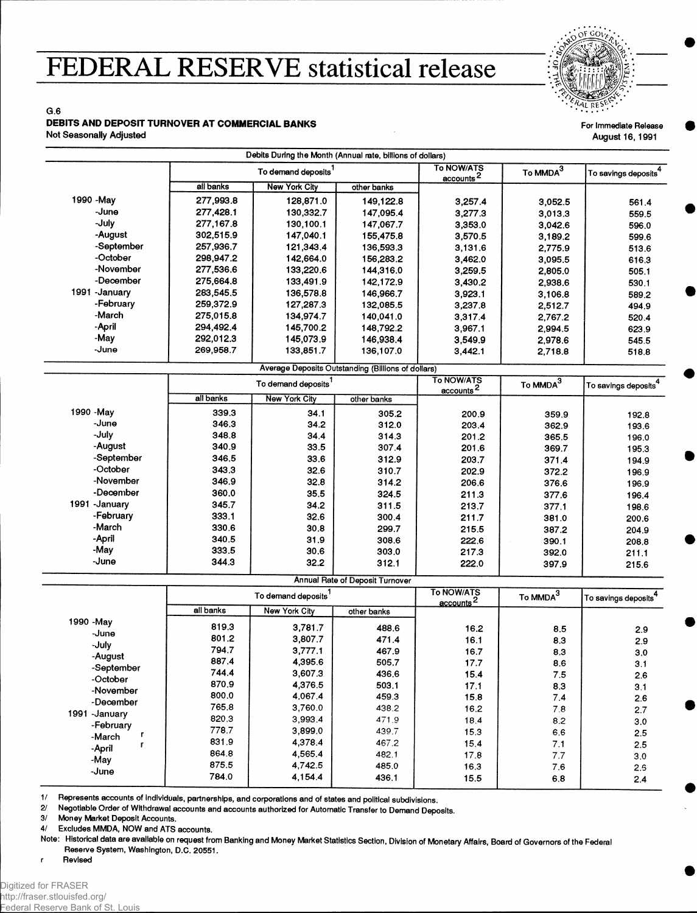# FEDERAL RESERVE statistical release

G.6

**DEBITS AND DEPOSIT TURNOVER AT COMMERCIAL BANKS**

Not Seasonally Adjusted

For Immediate Release
August 16, 1991

| Debits During the Month (Annual rate, billions of dollars) | | | | | | |
|---|---|---|---|---|---|---|
| | To demand deposits[1] | | | To NOW/ATS accounts[2] | To MMDA[3] | To savings deposits[4] |
| | all banks | New York City | other banks | | | |
| 1990 -May | 277,993.8 | 128,871.0 | 149,122.8 | 3,257.4 | 3,052.5 | 561.4 |
| -June | 277,428.1 | 130,332.7 | 147,095.4 | 3,277.3 | 3,013.3 | 559.5 |
| -July | 277,167.8 | 130,100.1 | 147,067.7 | 3,353.0 | 3,042.6 | 596.0 |
| -August | 302,515.9 | 147,040.1 | 155,475.8 | 3,570.5 | 3,189.2 | 599.6 |
| -September | 257,936.7 | 121,343.4 | 136,593.3 | 3,131.6 | 2,775.9 | 513.6 |
| -October | 298,947.2 | 142,664.0 | 156,283.2 | 3,462.0 | 3,095.5 | 616.3 |
| -November | 277,536.6 | 133,220.6 | 144,316.0 | 3,259.5 | 2,805.0 | 505.1 |
| -December | 275,664.8 | 133,491.9 | 142,172.9 | 3,430.2 | 2,938.6 | 530.1 |
| 1991 -January | 283,545.5 | 136,578.8 | 146,966.7 | 3,923.1 | 3,106.8 | 589.2 |
| -February | 259,372.9 | 127,287.3 | 132,085.5 | 3,237.8 | 2,512.7 | 494.9 |
| -March | 275,015.8 | 134,974.7 | 140,041.0 | 3,317.4 | 2,767.2 | 520.4 |
| -April | 294,492.4 | 145,700.2 | 148,792.2 | 3,967.1 | 2,994.5 | 623.9 |
| -May | 292,012.3 | 145,073.9 | 146,938.4 | 3,549.9 | 2,978.6 | 545.5 |
| -June | 269,958.7 | 133,851.7 | 136,107.0 | 3,442.1 | 2,718.8 | 518.8 |

| Average Deposits Outstanding (Billions of dollars) | | | | | | |
|---|---|---|---|---|---|---|
| | To demand deposits[1] | | | To NOW/ATS accounts[2] | To MMDA[3] | To savings deposits[4] |
| | all banks | New York City | other banks | | | |
| 1990 -May | 339.3 | 34.1 | 305.2 | 200.9 | 359.9 | 192.8 |
| -June | 346.3 | 34.2 | 312.0 | 203.4 | 362.9 | 193.6 |
| -July | 348.8 | 34.4 | 314.3 | 201.2 | 365.5 | 196.0 |
| -August | 340.9 | 33.5 | 307.4 | 201.6 | 369.7 | 195.3 |
| -September | 346.5 | 33.6 | 312.9 | 203.7 | 371.4 | 194.9 |
| -October | 343.3 | 32.6 | 310.7 | 202.9 | 372.2 | 196.9 |
| -November | 346.9 | 32.8 | 314.2 | 206.6 | 376.6 | 196.9 |
| -December | 360.0 | 35.5 | 324.5 | 211.3 | 377.6 | 196.4 |
| 1991 -January | 345.7 | 34.2 | 311.5 | 213.7 | 377.1 | 198.6 |
| -February | 333.1 | 32.6 | 300.4 | 211.7 | 381.0 | 200.6 |
| -March | 330.6 | 30.8 | 299.7 | 215.5 | 387.2 | 204.9 |
| -April | 340.5 | 31.9 | 308.6 | 222.6 | 390.1 | 208.8 |
| -May | 333.5 | 30.6 | 303.0 | 217.3 | 392.0 | 211.1 |
| -June | 344.3 | 32.2 | 312.1 | 222.0 | 397.9 | 215.6 |

| Annual Rate of Deposit Turnover | | | | | | |
|---|---|---|---|---|---|---|
| | To demand deposits[1] | | | To NOW/ATS accounts[2] | To MMDA[3] | To savings deposits[4] |
| | all banks | New York City | other banks | | | |
| 1990 -May | 819.3 | 3,781.7 | 488.6 | 16.2 | 8.5 | 2.9 |
| -June | 801.2 | 3,807.7 | 471.4 | 16.1 | 8.3 | 2.9 |
| -July | 794.7 | 3,777.1 | 467.9 | 16.7 | 8.3 | 3.0 |
| -August | 887.4 | 4,395.6 | 505.7 | 17.7 | 8.6 | 3.1 |
| -September | 744.4 | 3,607.3 | 436.6 | 15.4 | 7.5 | 2.6 |
| -October | 870.9 | 4,376.5 | 503.1 | 17.1 | 8.3 | 3.1 |
| -November | 800.0 | 4,067.4 | 459.3 | 15.8 | 7.4 | 2.6 |
| -December | 765.8 | 3,760.0 | 438.2 | 16.2 | 7.8 | 2.7 |
| 1991 -January | 820.3 | 3,993.4 | 471.9 | 18.4 | 8.2 | 3.0 |
| -February | 778.7 | 3,899.0 | 439.7 | 15.3 | 6.6 | 2.5 |
| -March r | 831.9 | 4,378.4 | 467.2 | 15.4 | 7.1 | 2.5 |
| -April r | 864.8 | 4,565.4 | 482.1 | 17.8 | 7.7 | 3.0 |
| -May | 875.5 | 4,742.5 | 485.0 | 16.3 | 7.6 | 2.6 |
| -June | 784.0 | 4,154.4 | 436.1 | 15.5 | 6.8 | 2.4 |

1/ Represents accounts of individuals, partnerships, and corporations and of states and political subdivisions.

2/ Negotiable Order of Withdrawal accounts and accounts authorized for Automatic Transfer to Demand Deposits.

3/ Money Market Deposit Accounts.

4/ Excludes MMDA, NOW and ATS accounts.

Note: Historical data are available on request from Banking and Money Market Statistics Section, Division of Monetary Affairs, Board of Governors of the Federal Reserve System, Washington, D.C. 20551.

r Revised